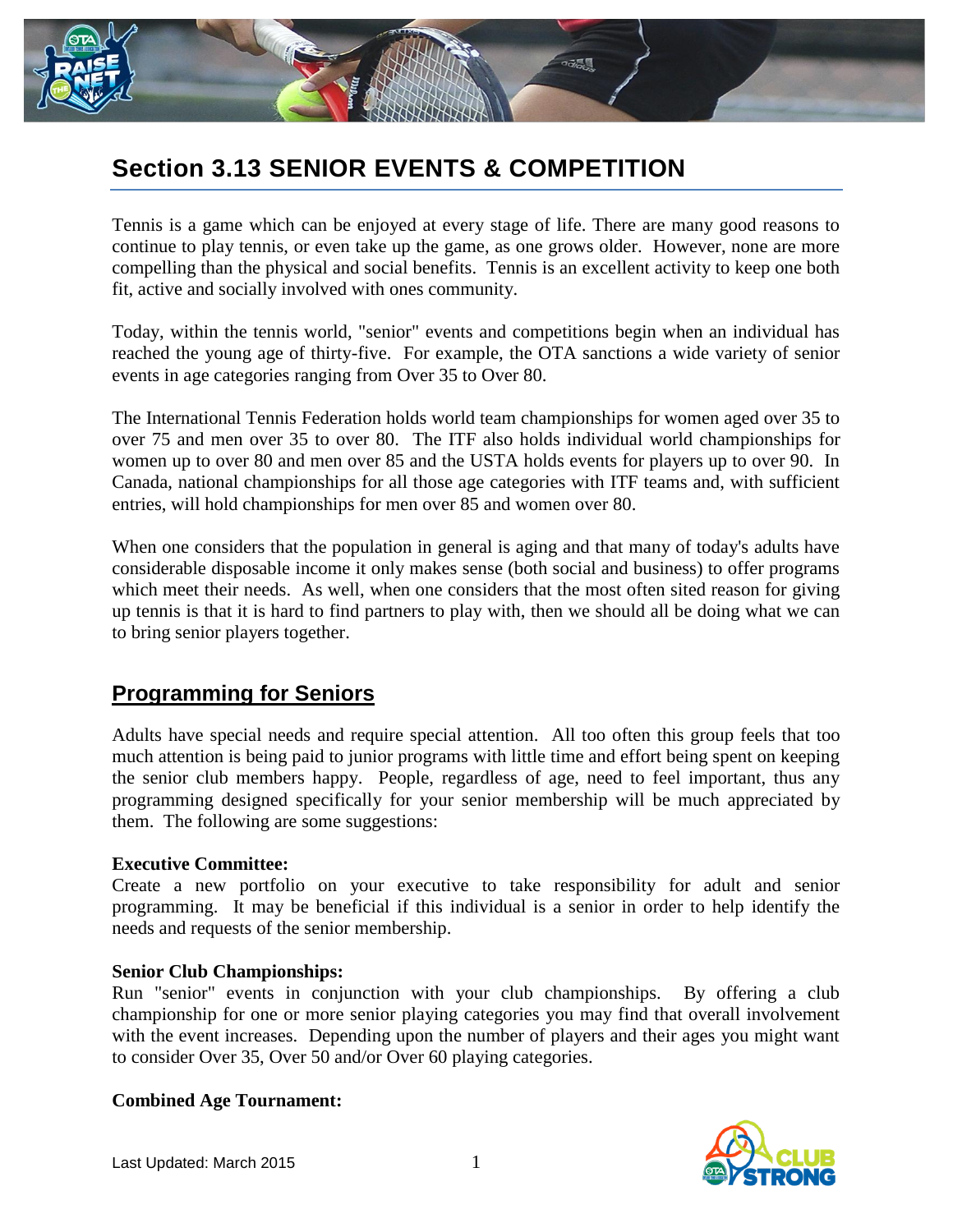# Section 3.13 SENIOR EVENTS & COMPETITION

Tennis is a game which can be enjoyed at every stage of life. There are many good reasons to continue to play tennis, or even take up the game, as one grows older. However, none are more compelling than the physical and social benefits. Tennis is an excellent activity to keep one both fit, active and socially involved with ones community.

Today, within the tennis world, "senior" events and competitions begin when an individual has reached the young age of thirty-five. For example, the OTA sanctions a wide variety of senior events in age categories ranging from Over 35 to Over 80.

The International Tennis Federation holds world team championships for women aged over 35 to over 75 and men over 35 to over 80. The ITF also holds individual world championships for women up to over 80 and men over 85 and the USTA holds events for players up to over 90. In Canada, national championships for all those age categories with ITF teams and, with sufficient entries, will hold championships for men over 85 and women over 80.

When one considers that the population in general is aging and that many of today's adults have considerable disposable income it only makes sense (both social and business) to offer programs which meet their needs. As well, when one considers that the most often sited reason for giving up tennis is that it is hard to find partners to play with, then we should all be doing what we can to bring senior players together.

## Programming for Seniors

Adults have special needs and require special attention. All too often this group feels that too much attention is being paid to junior programs with little time and effort being spent on keeping the senior club members happy. People, regardless of age, need to feel important, thus any programming designed specifically for your senior membership will be much appreciated by them. The following are some suggestions:

**Executive Committee:**
Create a new portfolio on your executive to take responsibility for adult and senior programming. It may be beneficial if this individual is a senior in order to help identify the needs and requests of the senior membership.

**Senior Club Championships:**
Run "senior" events in conjunction with your club championships. By offering a club championship for one or more senior playing categories you may find that overall involvement with the event increases. Depending upon the number of players and their ages you might want to consider Over 35, Over 50 and/or Over 60 playing categories.

**Combined Age Tournament:**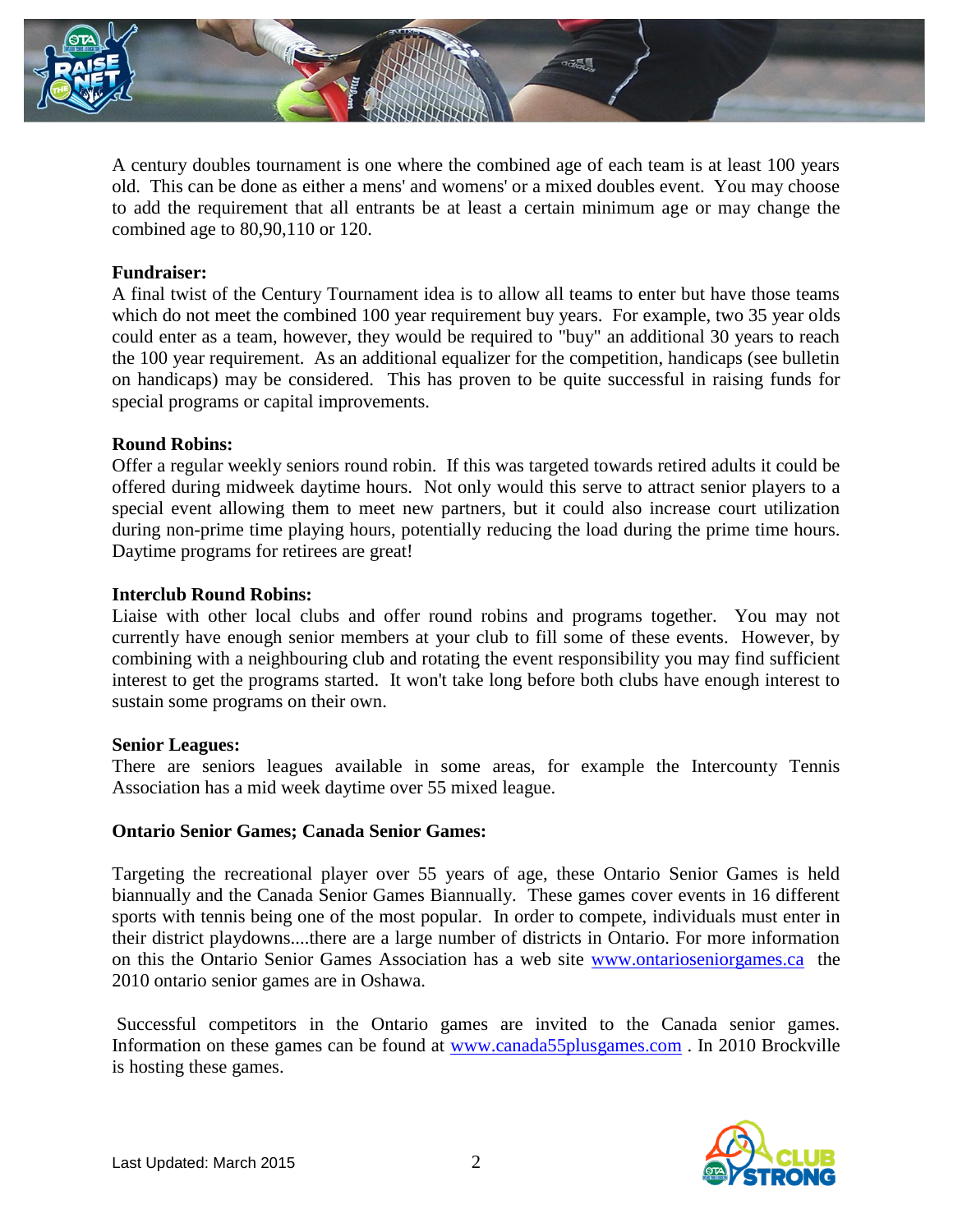A century doubles tournament is one where the combined age of each team is at least 100 years old. This can be done as either a mens' and womens' or a mixed doubles event. You may choose to add the requirement that all entrants be at least a certain minimum age or may change the combined age to 80,90,110 or 120.

**Fundraiser:**
A final twist of the Century Tournament idea is to allow all teams to enter but have those teams which do not meet the combined 100 year requirement buy years. For example, two 35 year olds could enter as a team, however, they would be required to "buy" an additional 30 years to reach the 100 year requirement. As an additional equalizer for the competition, handicaps (see bulletin on handicaps) may be considered. This has proven to be quite successful in raising funds for special programs or capital improvements.

**Round Robins:**
Offer a regular weekly seniors round robin. If this was targeted towards retired adults it could be offered during midweek daytime hours. Not only would this serve to attract senior players to a special event allowing them to meet new partners, but it could also increase court utilization during non-prime time playing hours, potentially reducing the load during the prime time hours. Daytime programs for retirees are great!

**Interclub Round Robins:**
Liaise with other local clubs and offer round robins and programs together. You may not currently have enough senior members at your club to fill some of these events. However, by combining with a neighbouring club and rotating the event responsibility you may find sufficient interest to get the programs started. It won't take long before both clubs have enough interest to sustain some programs on their own.

**Senior Leagues:**
There are seniors leagues available in some areas, for example the Intercounty Tennis Association has a mid week daytime over 55 mixed league.

**Ontario Senior Games; Canada Senior Games:**

Targeting the recreational player over 55 years of age, these Ontario Senior Games is held biannually and the Canada Senior Games Biannually. These games cover events in 16 different sports with tennis being one of the most popular. In order to compete, individuals must enter in their district playdowns....there are a large number of districts in Ontario. For more information on this the Ontario Senior Games Association has a web site www.ontarioseniorgames.ca the 2010 ontario senior games are in Oshawa.

Successful competitors in the Ontario games are invited to the Canada senior games. Information on these games can be found at www.canada55plusgames.com . In 2010 Brockville is hosting these games.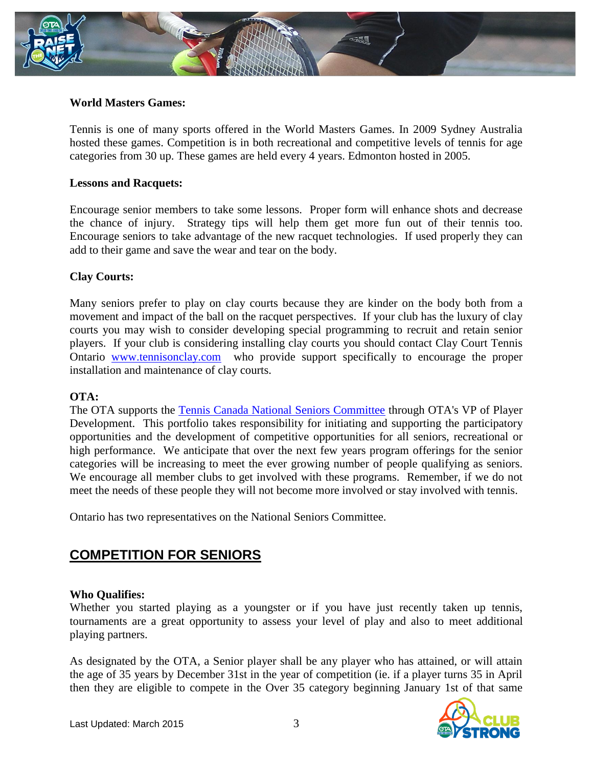**World Masters Games:**

Tennis is one of many sports offered in the World Masters Games. In 2009 Sydney Australia hosted these games. Competition is in both recreational and competitive levels of tennis for age categories from 30 up. These games are held every 4 years. Edmonton hosted in 2005.

**Lessons and Racquets:**

Encourage senior members to take some lessons. Proper form will enhance shots and decrease the chance of injury. Strategy tips will help them get more fun out of their tennis too. Encourage seniors to take advantage of the new racquet technologies. If used properly they can add to their game and save the wear and tear on the body.

**Clay Courts:**

Many seniors prefer to play on clay courts because they are kinder on the body both from a movement and impact of the ball on the racquet perspectives. If your club has the luxury of clay courts you may wish to consider developing special programming to recruit and retain senior players. If your club is considering installing clay courts you should contact Clay Court Tennis Ontario [www.tennisonclay.com](http://www.tennisonclay.com) who provide support specifically to encourage the proper installation and maintenance of clay courts.

**OTA:**

The OTA supports the [Tennis Canada National Seniors Committee]() through OTA's VP of Player Development. This portfolio takes responsibility for initiating and supporting the participatory opportunities and the development of competitive opportunities for all seniors, recreational or high performance. We anticipate that over the next few years program offerings for the senior categories will be increasing to meet the ever growing number of people qualifying as seniors. We encourage all member clubs to get involved with these programs. Remember, if we do not meet the needs of these people they will not become more involved or stay involved with tennis.

Ontario has two representatives on the National Seniors Committee.

## COMPETITION FOR SENIORS

**Who Qualifies:**

Whether you started playing as a youngster or if you have just recently taken up tennis, tournaments are a great opportunity to assess your level of play and also to meet additional playing partners.

As designated by the OTA, a Senior player shall be any player who has attained, or will attain the age of 35 years by December 31st in the year of competition (ie. if a player turns 35 in April then they are eligible to compete in the Over 35 category beginning January 1st of that same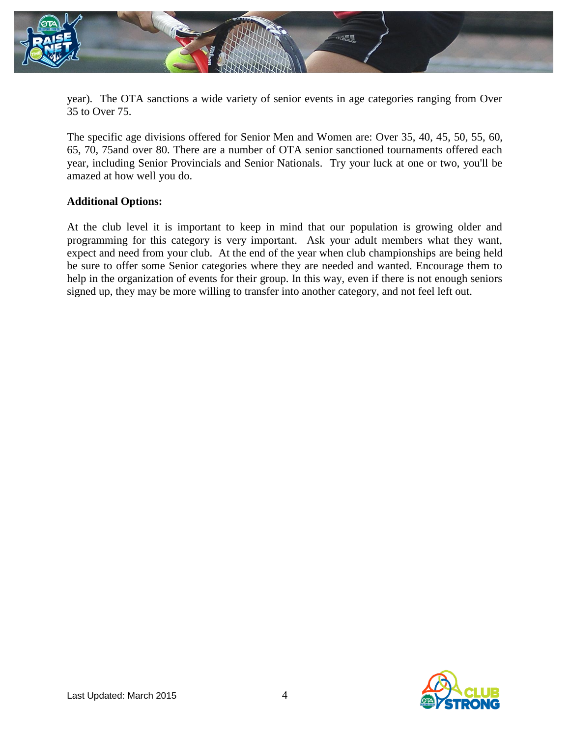year). The OTA sanctions a wide variety of senior events in age categories ranging from Over 35 to Over 75.

The specific age divisions offered for Senior Men and Women are: Over 35, 40, 45, 50, 55, 60, 65, 70, 75and over 80. There are a number of OTA senior sanctioned tournaments offered each year, including Senior Provincials and Senior Nationals. Try your luck at one or two, you'll be amazed at how well you do.

**Additional Options:**

At the club level it is important to keep in mind that our population is growing older and programming for this category is very important. Ask your adult members what they want, expect and need from your club. At the end of the year when club championships are being held be sure to offer some Senior categories where they are needed and wanted. Encourage them to help in the organization of events for their group. In this way, even if there is not enough seniors signed up, they may be more willing to transfer into another category, and not feel left out.